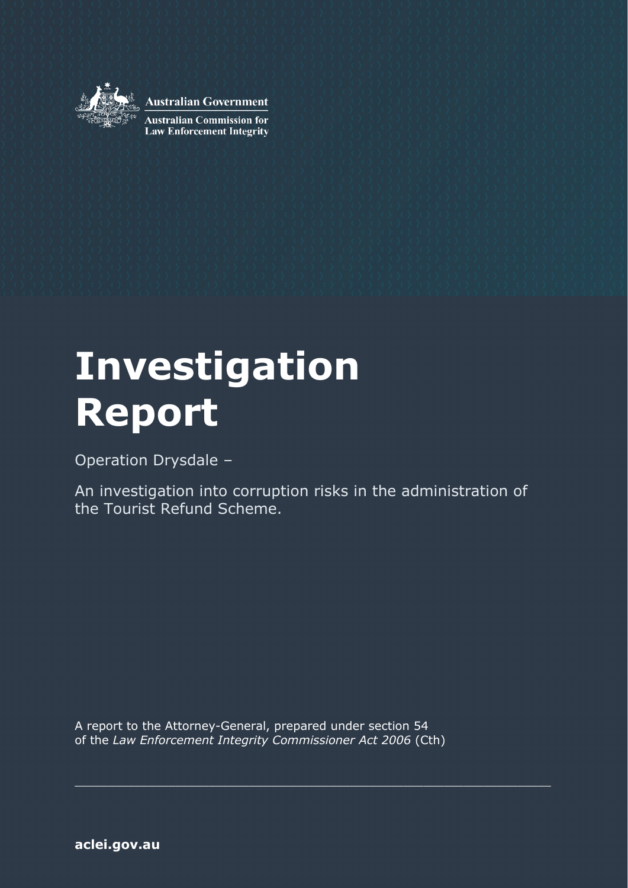Australian Government

Australian Commission for Law Enforcement Integrity

# Investigation Report

Operation Drysdale –

An investigation into corruption risks in the administration of the Tourist Refund Scheme.

A report to the Attorney-General, prepared under section 54 of the *Law Enforcement Integrity Commissioner Act 2006* (Cth)

**aclei.gov.au**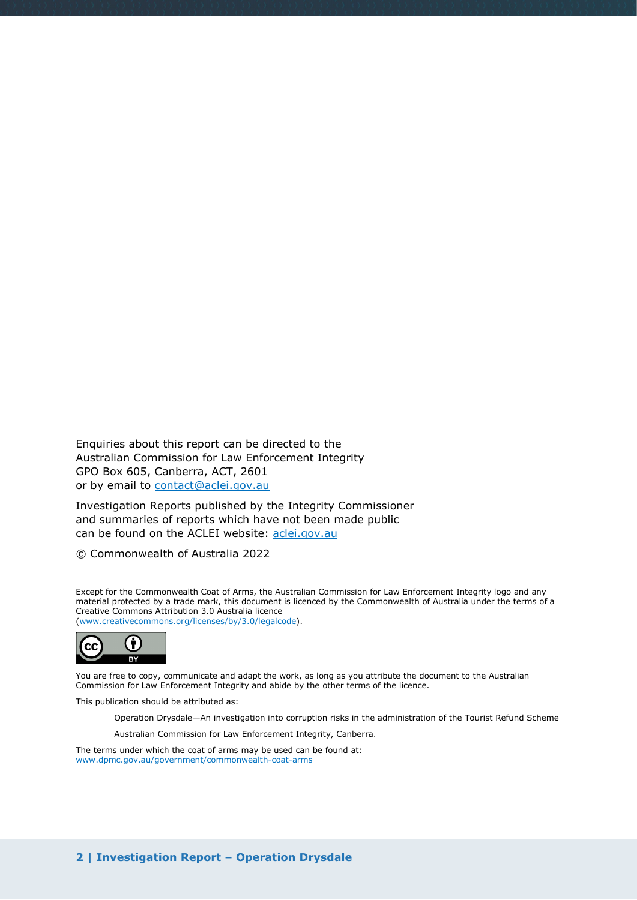Enquiries about this report can be directed to the
Australian Commission for Law Enforcement Integrity
GPO Box 605, Canberra, ACT, 2601
or by email to contact@aclei.gov.au

Investigation Reports published by the Integrity Commissioner
and summaries of reports which have not been made public
can be found on the ACLEI website: aclei.gov.au

© Commonwealth of Australia 2022

Except for the Commonwealth Coat of Arms, the Australian Commission for Law Enforcement Integrity logo and any material protected by a trade mark, this document is licenced by the Commonwealth of Australia under the terms of a Creative Commons Attribution 3.0 Australia licence
(www.creativecommons.org/licenses/by/3.0/legalcode).

You are free to copy, communicate and adapt the work, as long as you attribute the document to the Australian Commission for Law Enforcement Integrity and abide by the other terms of the licence.

This publication should be attributed as:

> Operation Drysdale—An investigation into corruption risks in the administration of the Tourist Refund Scheme
>
> Australian Commission for Law Enforcement Integrity, Canberra.

The terms under which the coat of arms may be used can be found at:
www.dpmc.gov.au/government/commonwealth-coat-arms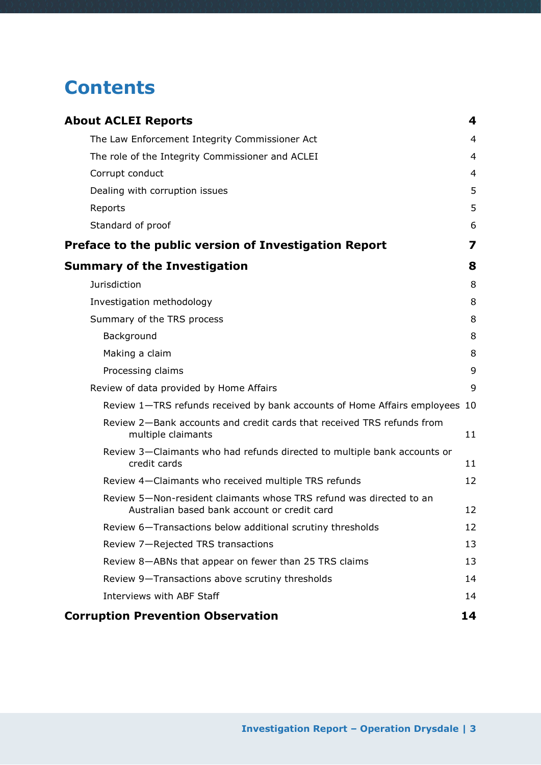# Contents

| | |
|---|---|
| **About ACLEI Reports** | **4** |
| The Law Enforcement Integrity Commissioner Act | 4 |
| The role of the Integrity Commissioner and ACLEI | 4 |
| Corrupt conduct | 4 |
| Dealing with corruption issues | 5 |
| Reports | 5 |
| Standard of proof | 6 |
| **Preface to the public version of Investigation Report** | **7** |
| **Summary of the Investigation** | **8** |
| Jurisdiction | 8 |
| Investigation methodology | 8 |
| Summary of the TRS process | 8 |
| Background | 8 |
| Making a claim | 8 |
| Processing claims | 9 |
| Review of data provided by Home Affairs | 9 |
| Review 1—TRS refunds received by bank accounts of Home Affairs employees | 10 |
| Review 2—Bank accounts and credit cards that received TRS refunds from multiple claimants | 11 |
| Review 3—Claimants who had refunds directed to multiple bank accounts or credit cards | 11 |
| Review 4—Claimants who received multiple TRS refunds | 12 |
| Review 5—Non-resident claimants whose TRS refund was directed to an Australian based bank account or credit card | 12 |
| Review 6—Transactions below additional scrutiny thresholds | 12 |
| Review 7—Rejected TRS transactions | 13 |
| Review 8—ABNs that appear on fewer than 25 TRS claims | 13 |
| Review 9—Transactions above scrutiny thresholds | 14 |
| Interviews with ABF Staff | 14 |
| **Corruption Prevention Observation** | **14** |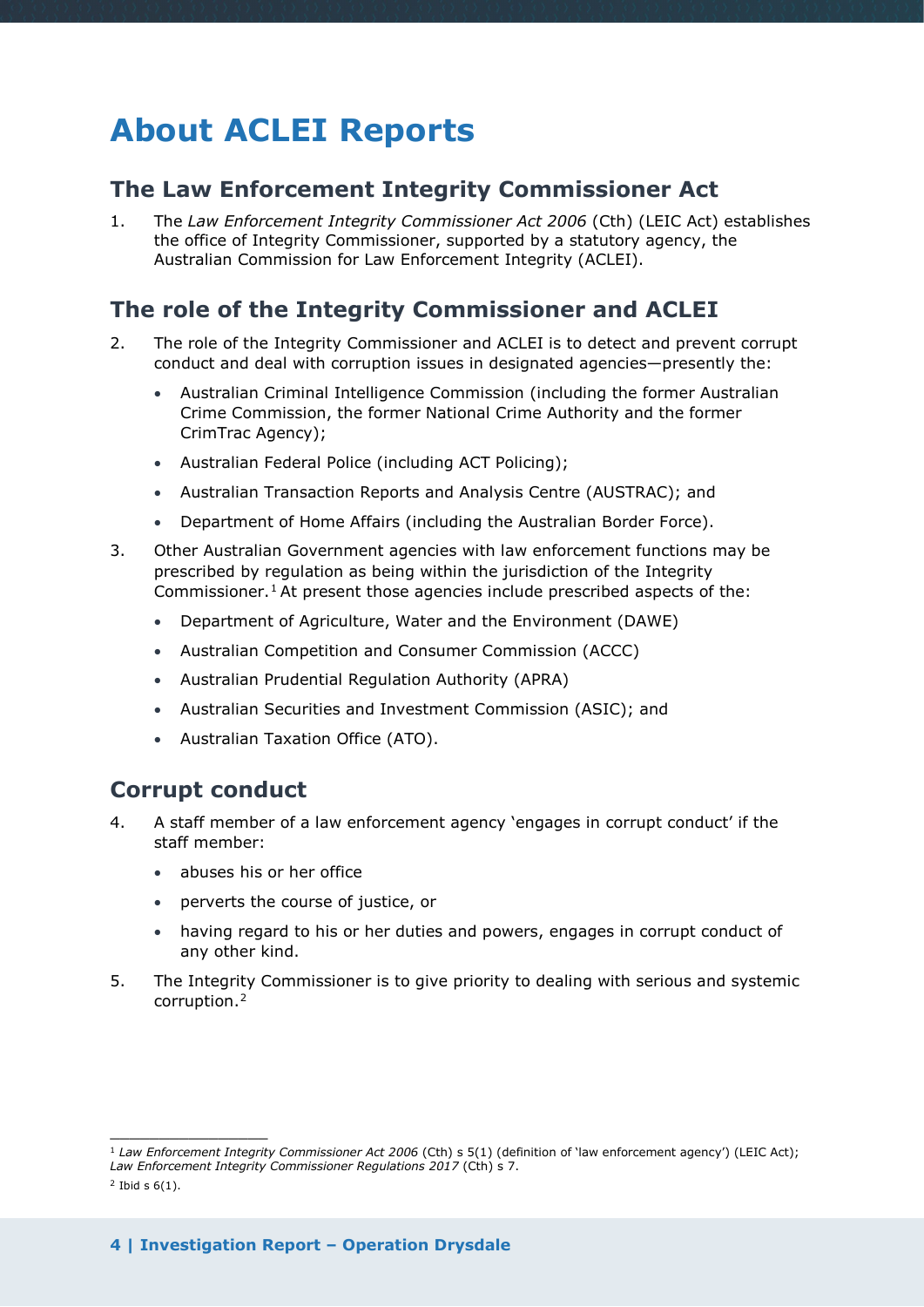# About ACLEI Reports

## The Law Enforcement Integrity Commissioner Act

1. The *Law Enforcement Integrity Commissioner Act 2006* (Cth) (LEIC Act) establishes the office of Integrity Commissioner, supported by a statutory agency, the Australian Commission for Law Enforcement Integrity (ACLEI).

## The role of the Integrity Commissioner and ACLEI

2. The role of the Integrity Commissioner and ACLEI is to detect and prevent corrupt conduct and deal with corruption issues in designated agencies—presently the:
   - Australian Criminal Intelligence Commission (including the former Australian Crime Commission, the former National Crime Authority and the former CrimTrac Agency);
   - Australian Federal Police (including ACT Policing);
   - Australian Transaction Reports and Analysis Centre (AUSTRAC); and
   - Department of Home Affairs (including the Australian Border Force).
3. Other Australian Government agencies with law enforcement functions may be prescribed by regulation as being within the jurisdiction of the Integrity Commissioner.[1] At present those agencies include prescribed aspects of the:
   - Department of Agriculture, Water and the Environment (DAWE)
   - Australian Competition and Consumer Commission (ACCC)
   - Australian Prudential Regulation Authority (APRA)
   - Australian Securities and Investment Commission (ASIC); and
   - Australian Taxation Office (ATO).

## Corrupt conduct

4. A staff member of a law enforcement agency 'engages in corrupt conduct' if the staff member:
   - abuses his or her office
   - perverts the course of justice, or
   - having regard to his or her duties and powers, engages in corrupt conduct of any other kind.
5. The Integrity Commissioner is to give priority to dealing with serious and systemic corruption.[2]

---

[1] *Law Enforcement Integrity Commissioner Act 2006* (Cth) s 5(1) (definition of 'law enforcement agency') (LEIC Act); *Law Enforcement Integrity Commissioner Regulations 2017* (Cth) s 7.

[2] Ibid s 6(1).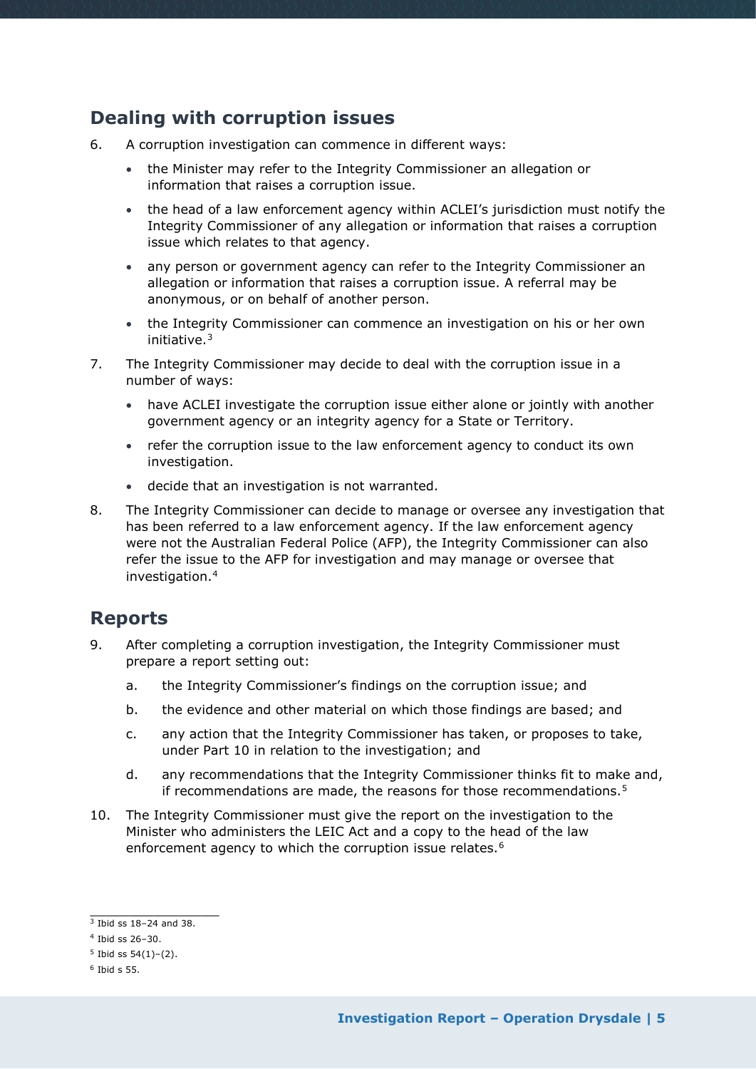## Dealing with corruption issues

6. A corruption investigation can commence in different ways:

   - the Minister may refer to the Integrity Commissioner an allegation or information that raises a corruption issue.
   - the head of a law enforcement agency within ACLEI's jurisdiction must notify the Integrity Commissioner of any allegation or information that raises a corruption issue which relates to that agency.
   - any person or government agency can refer to the Integrity Commissioner an allegation or information that raises a corruption issue. A referral may be anonymous, or on behalf of another person.
   - the Integrity Commissioner can commence an investigation on his or her own initiative.[3]

7. The Integrity Commissioner may decide to deal with the corruption issue in a number of ways:

   - have ACLEI investigate the corruption issue either alone or jointly with another government agency or an integrity agency for a State or Territory.
   - refer the corruption issue to the law enforcement agency to conduct its own investigation.
   - decide that an investigation is not warranted.

8. The Integrity Commissioner can decide to manage or oversee any investigation that has been referred to a law enforcement agency. If the law enforcement agency were not the Australian Federal Police (AFP), the Integrity Commissioner can also refer the issue to the AFP for investigation and may manage or oversee that investigation.[4]

## Reports

9. After completing a corruption investigation, the Integrity Commissioner must prepare a report setting out:

   a. the Integrity Commissioner's findings on the corruption issue; and

   b. the evidence and other material on which those findings are based; and

   c. any action that the Integrity Commissioner has taken, or proposes to take, under Part 10 in relation to the investigation; and

   d. any recommendations that the Integrity Commissioner thinks fit to make and, if recommendations are made, the reasons for those recommendations.[5]

10. The Integrity Commissioner must give the report on the investigation to the Minister who administers the LEIC Act and a copy to the head of the law enforcement agency to which the corruption issue relates.[6]

---

[3] Ibid ss 18–24 and 38.

[4] Ibid ss 26–30.

[5] Ibid ss 54(1)–(2).

[6] Ibid s 55.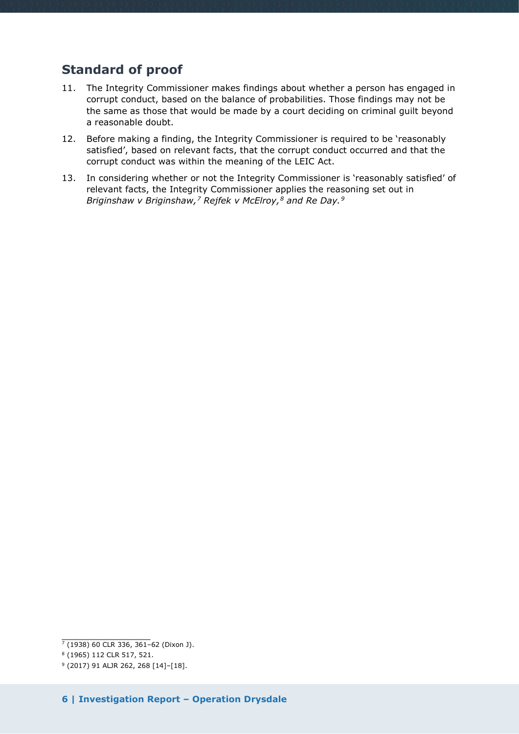## Standard of proof

11. The Integrity Commissioner makes findings about whether a person has engaged in corrupt conduct, based on the balance of probabilities. Those findings may not be the same as those that would be made by a court deciding on criminal guilt beyond a reasonable doubt.
12. Before making a finding, the Integrity Commissioner is required to be 'reasonably satisfied', based on relevant facts, that the corrupt conduct occurred and that the corrupt conduct was within the meaning of the LEIC Act.
13. In considering whether or not the Integrity Commissioner is 'reasonably satisfied' of relevant facts, the Integrity Commissioner applies the reasoning set out in *Briginshaw v Briginshaw,*[7] *Rejfek v McElroy,*[8] *and Re Day.*[9]

---

[7] (1938) 60 CLR 336, 361–62 (Dixon J).

[8] (1965) 112 CLR 517, 521.

[9] (2017) 91 ALJR 262, 268 [14]–[18].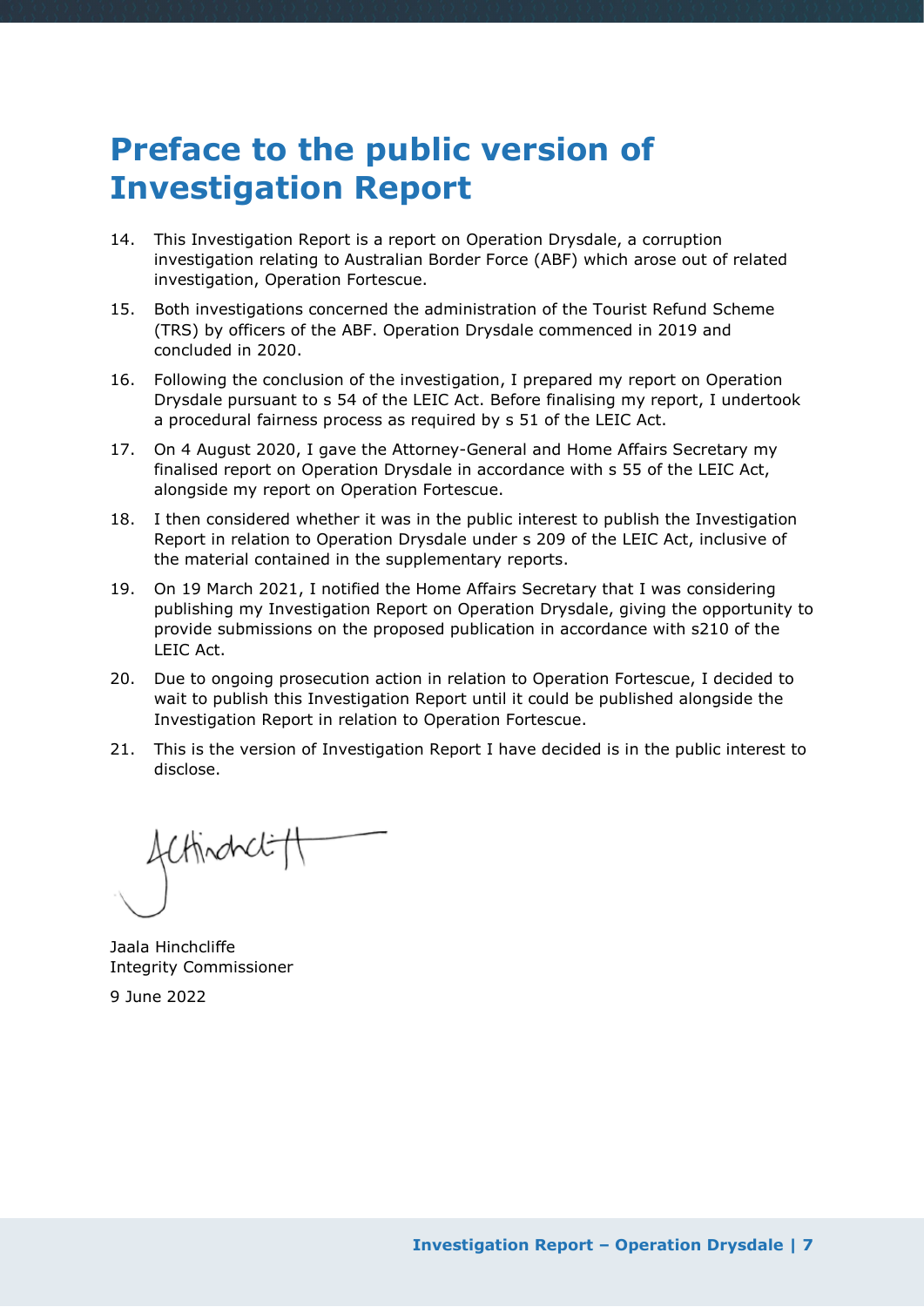# Preface to the public version of Investigation Report

14. This Investigation Report is a report on Operation Drysdale, a corruption investigation relating to Australian Border Force (ABF) which arose out of related investigation, Operation Fortescue.
15. Both investigations concerned the administration of the Tourist Refund Scheme (TRS) by officers of the ABF. Operation Drysdale commenced in 2019 and concluded in 2020.
16. Following the conclusion of the investigation, I prepared my report on Operation Drysdale pursuant to s 54 of the LEIC Act. Before finalising my report, I undertook a procedural fairness process as required by s 51 of the LEIC Act.
17. On 4 August 2020, I gave the Attorney-General and Home Affairs Secretary my finalised report on Operation Drysdale in accordance with s 55 of the LEIC Act, alongside my report on Operation Fortescue.
18. I then considered whether it was in the public interest to publish the Investigation Report in relation to Operation Drysdale under s 209 of the LEIC Act, inclusive of the material contained in the supplementary reports.
19. On 19 March 2021, I notified the Home Affairs Secretary that I was considering publishing my Investigation Report on Operation Drysdale, giving the opportunity to provide submissions on the proposed publication in accordance with s210 of the LEIC Act.
20. Due to ongoing prosecution action in relation to Operation Fortescue, I decided to wait to publish this Investigation Report until it could be published alongside the Investigation Report in relation to Operation Fortescue.
21. This is the version of Investigation Report I have decided is in the public interest to disclose.

Jaala Hinchcliffe
Integrity Commissioner

9 June 2022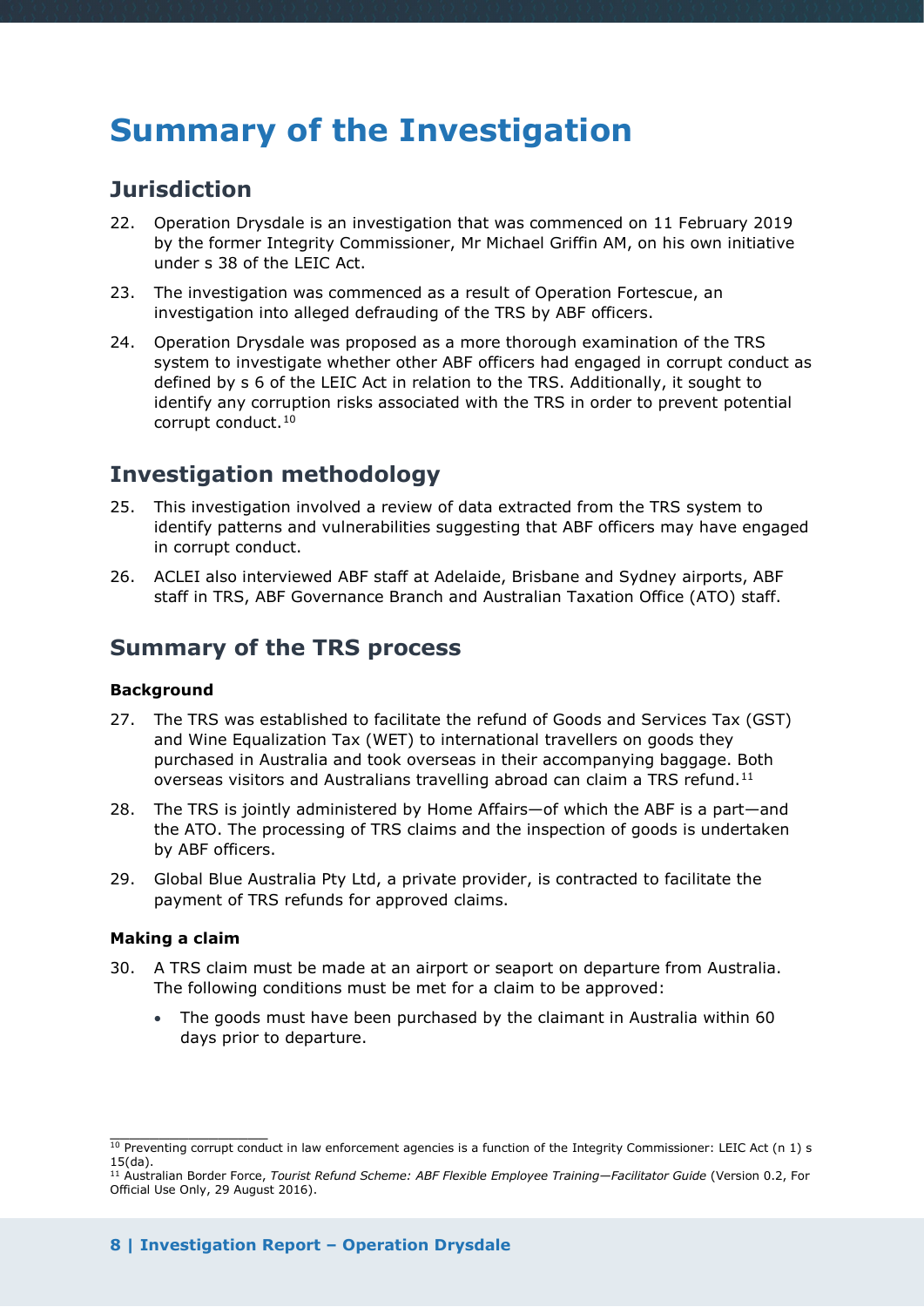# Summary of the Investigation

## Jurisdiction

22. Operation Drysdale is an investigation that was commenced on 11 February 2019 by the former Integrity Commissioner, Mr Michael Griffin AM, on his own initiative under s 38 of the LEIC Act.

23. The investigation was commenced as a result of Operation Fortescue, an investigation into alleged defrauding of the TRS by ABF officers.

24. Operation Drysdale was proposed as a more thorough examination of the TRS system to investigate whether other ABF officers had engaged in corrupt conduct as defined by s 6 of the LEIC Act in relation to the TRS. Additionally, it sought to identify any corruption risks associated with the TRS in order to prevent potential corrupt conduct.[10]

## Investigation methodology

25. This investigation involved a review of data extracted from the TRS system to identify patterns and vulnerabilities suggesting that ABF officers may have engaged in corrupt conduct.

26. ACLEI also interviewed ABF staff at Adelaide, Brisbane and Sydney airports, ABF staff in TRS, ABF Governance Branch and Australian Taxation Office (ATO) staff.

## Summary of the TRS process

#### Background

27. The TRS was established to facilitate the refund of Goods and Services Tax (GST) and Wine Equalization Tax (WET) to international travellers on goods they purchased in Australia and took overseas in their accompanying baggage. Both overseas visitors and Australians travelling abroad can claim a TRS refund.[11]

28. The TRS is jointly administered by Home Affairs—of which the ABF is a part—and the ATO. The processing of TRS claims and the inspection of goods is undertaken by ABF officers.

29. Global Blue Australia Pty Ltd, a private provider, is contracted to facilitate the payment of TRS refunds for approved claims.

#### Making a claim

30. A TRS claim must be made at an airport or seaport on departure from Australia. The following conditions must be met for a claim to be approved:

    - The goods must have been purchased by the claimant in Australia within 60 days prior to departure.

---

[10] Preventing corrupt conduct in law enforcement agencies is a function of the Integrity Commissioner: LEIC Act (n 1) s 15(da).

[11] Australian Border Force, *Tourist Refund Scheme: ABF Flexible Employee Training—Facilitator Guide* (Version 0.2, For Official Use Only, 29 August 2016).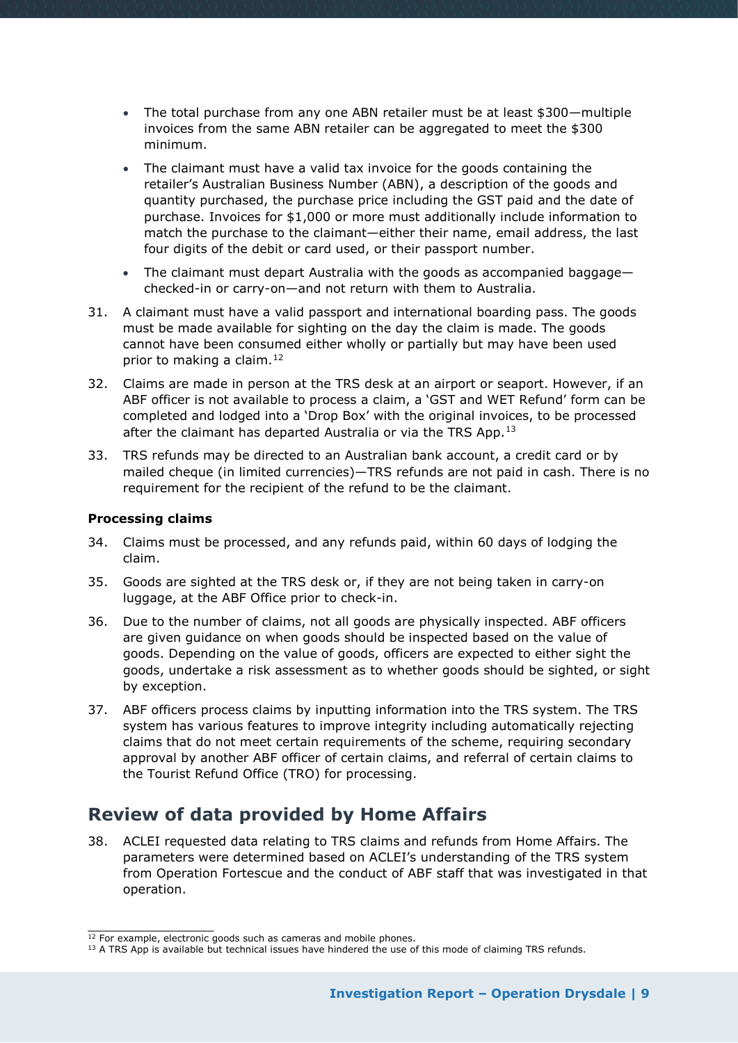- The total purchase from any one ABN retailer must be at least $300—multiple invoices from the same ABN retailer can be aggregated to meet the $300 minimum.
- The claimant must have a valid tax invoice for the goods containing the retailer's Australian Business Number (ABN), a description of the goods and quantity purchased, the purchase price including the GST paid and the date of purchase. Invoices for $1,000 or more must additionally include information to match the purchase to the claimant—either their name, email address, the last four digits of the debit or card used, or their passport number.
- The claimant must depart Australia with the goods as accompanied baggage—checked-in or carry-on—and not return with them to Australia.

31. A claimant must have a valid passport and international boarding pass. The goods must be made available for sighting on the day the claim is made. The goods cannot have been consumed either wholly or partially but may have been used prior to making a claim.[12]

32. Claims are made in person at the TRS desk at an airport or seaport. However, if an ABF officer is not available to process a claim, a 'GST and WET Refund' form can be completed and lodged into a 'Drop Box' with the original invoices, to be processed after the claimant has departed Australia or via the TRS App.[13]

33. TRS refunds may be directed to an Australian bank account, a credit card or by mailed cheque (in limited currencies)—TRS refunds are not paid in cash. There is no requirement for the recipient of the refund to be the claimant.

**Processing claims**

34. Claims must be processed, and any refunds paid, within 60 days of lodging the claim.

35. Goods are sighted at the TRS desk or, if they are not being taken in carry-on luggage, at the ABF Office prior to check-in.

36. Due to the number of claims, not all goods are physically inspected. ABF officers are given guidance on when goods should be inspected based on the value of goods. Depending on the value of goods, officers are expected to either sight the goods, undertake a risk assessment as to whether goods should be sighted, or sight by exception.

37. ABF officers process claims by inputting information into the TRS system. The TRS system has various features to improve integrity including automatically rejecting claims that do not meet certain requirements of the scheme, requiring secondary approval by another ABF officer of certain claims, and referral of certain claims to the Tourist Refund Office (TRO) for processing.

## Review of data provided by Home Affairs

38. ACLEI requested data relating to TRS claims and refunds from Home Affairs. The parameters were determined based on ACLEI's understanding of the TRS system from Operation Fortescue and the conduct of ABF staff that was investigated in that operation.

---

[12] For example, electronic goods such as cameras and mobile phones.

[13] A TRS App is available but technical issues have hindered the use of this mode of claiming TRS refunds.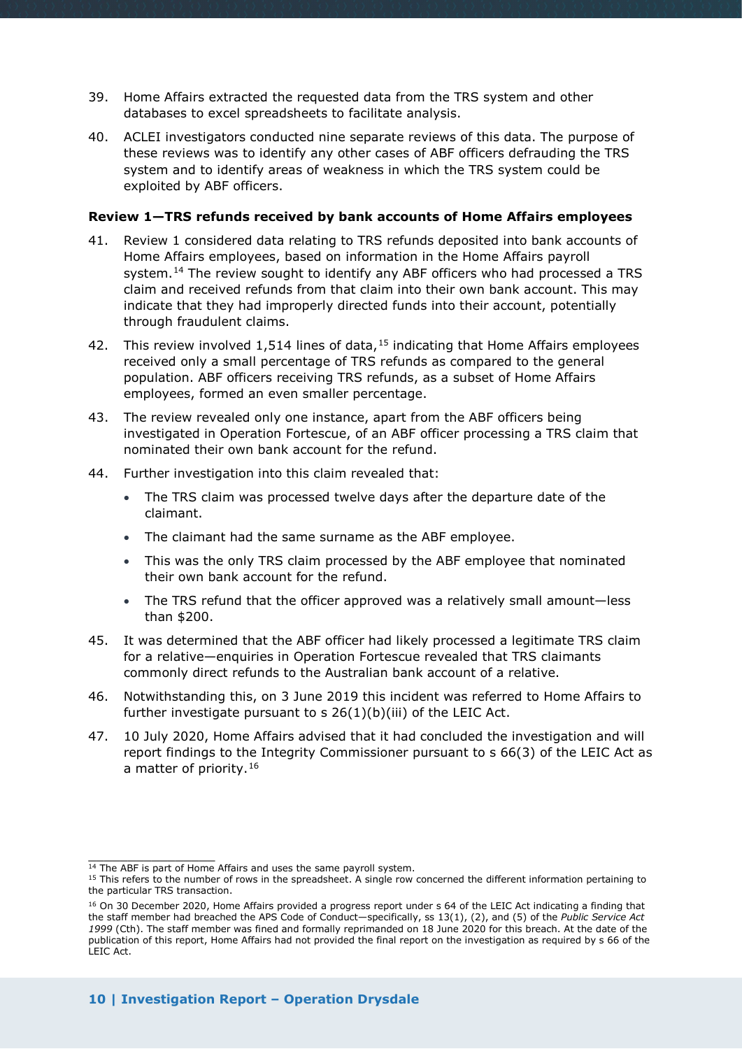39. Home Affairs extracted the requested data from the TRS system and other databases to excel spreadsheets to facilitate analysis.

40. ACLEI investigators conducted nine separate reviews of this data. The purpose of these reviews was to identify any other cases of ABF officers defrauding the TRS system and to identify areas of weakness in which the TRS system could be exploited by ABF officers.

**Review 1—TRS refunds received by bank accounts of Home Affairs employees**

41. Review 1 considered data relating to TRS refunds deposited into bank accounts of Home Affairs employees, based on information in the Home Affairs payroll system.[14] The review sought to identify any ABF officers who had processed a TRS claim and received refunds from that claim into their own bank account. This may indicate that they had improperly directed funds into their account, potentially through fraudulent claims.

42. This review involved 1,514 lines of data,[15] indicating that Home Affairs employees received only a small percentage of TRS refunds as compared to the general population. ABF officers receiving TRS refunds, as a subset of Home Affairs employees, formed an even smaller percentage.

43. The review revealed only one instance, apart from the ABF officers being investigated in Operation Fortescue, of an ABF officer processing a TRS claim that nominated their own bank account for the refund.

44. Further investigation into this claim revealed that:

    - The TRS claim was processed twelve days after the departure date of the claimant.
    - The claimant had the same surname as the ABF employee.
    - This was the only TRS claim processed by the ABF employee that nominated their own bank account for the refund.
    - The TRS refund that the officer approved was a relatively small amount—less than $200.

45. It was determined that the ABF officer had likely processed a legitimate TRS claim for a relative—enquiries in Operation Fortescue revealed that TRS claimants commonly direct refunds to the Australian bank account of a relative.

46. Notwithstanding this, on 3 June 2019 this incident was referred to Home Affairs to further investigate pursuant to s 26(1)(b)(iii) of the LEIC Act.

47. 10 July 2020, Home Affairs advised that it had concluded the investigation and will report findings to the Integrity Commissioner pursuant to s 66(3) of the LEIC Act as a matter of priority.[16]

---

[14] The ABF is part of Home Affairs and uses the same payroll system.

[15] This refers to the number of rows in the spreadsheet. A single row concerned the different information pertaining to the particular TRS transaction.

[16] On 30 December 2020, Home Affairs provided a progress report under s 64 of the LEIC Act indicating a finding that the staff member had breached the APS Code of Conduct—specifically, ss 13(1), (2), and (5) of the *Public Service Act 1999* (Cth). The staff member was fined and formally reprimanded on 18 June 2020 for this breach. At the date of the publication of this report, Home Affairs had not provided the final report on the investigation as required by s 66 of the LEIC Act.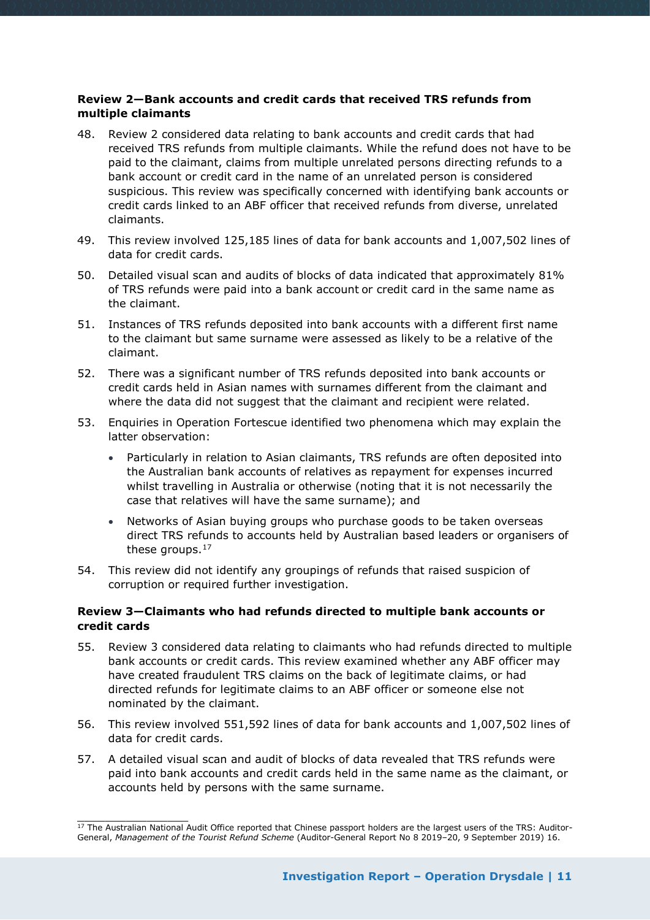**Review 2—Bank accounts and credit cards that received TRS refunds from multiple claimants**

48. Review 2 considered data relating to bank accounts and credit cards that had received TRS refunds from multiple claimants. While the refund does not have to be paid to the claimant, claims from multiple unrelated persons directing refunds to a bank account or credit card in the name of an unrelated person is considered suspicious. This review was specifically concerned with identifying bank accounts or credit cards linked to an ABF officer that received refunds from diverse, unrelated claimants.

49. This review involved 125,185 lines of data for bank accounts and 1,007,502 lines of data for credit cards.

50. Detailed visual scan and audits of blocks of data indicated that approximately 81% of TRS refunds were paid into a bank account or credit card in the same name as the claimant.

51. Instances of TRS refunds deposited into bank accounts with a different first name to the claimant but same surname were assessed as likely to be a relative of the claimant.

52. There was a significant number of TRS refunds deposited into bank accounts or credit cards held in Asian names with surnames different from the claimant and where the data did not suggest that the claimant and recipient were related.

53. Enquiries in Operation Fortescue identified two phenomena which may explain the latter observation:

    - Particularly in relation to Asian claimants, TRS refunds are often deposited into the Australian bank accounts of relatives as repayment for expenses incurred whilst travelling in Australia or otherwise (noting that it is not necessarily the case that relatives will have the same surname); and
    - Networks of Asian buying groups who purchase goods to be taken overseas direct TRS refunds to accounts held by Australian based leaders or organisers of these groups.[17]

54. This review did not identify any groupings of refunds that raised suspicion of corruption or required further investigation.

**Review 3—Claimants who had refunds directed to multiple bank accounts or credit cards**

55. Review 3 considered data relating to claimants who had refunds directed to multiple bank accounts or credit cards. This review examined whether any ABF officer may have created fraudulent TRS claims on the back of legitimate claims, or had directed refunds for legitimate claims to an ABF officer or someone else not nominated by the claimant.

56. This review involved 551,592 lines of data for bank accounts and 1,007,502 lines of data for credit cards.

57. A detailed visual scan and audit of blocks of data revealed that TRS refunds were paid into bank accounts and credit cards held in the same name as the claimant, or accounts held by persons with the same surname.

---

[17] The Australian National Audit Office reported that Chinese passport holders are the largest users of the TRS: Auditor-General, *Management of the Tourist Refund Scheme* (Auditor-General Report No 8 2019–20, 9 September 2019) 16.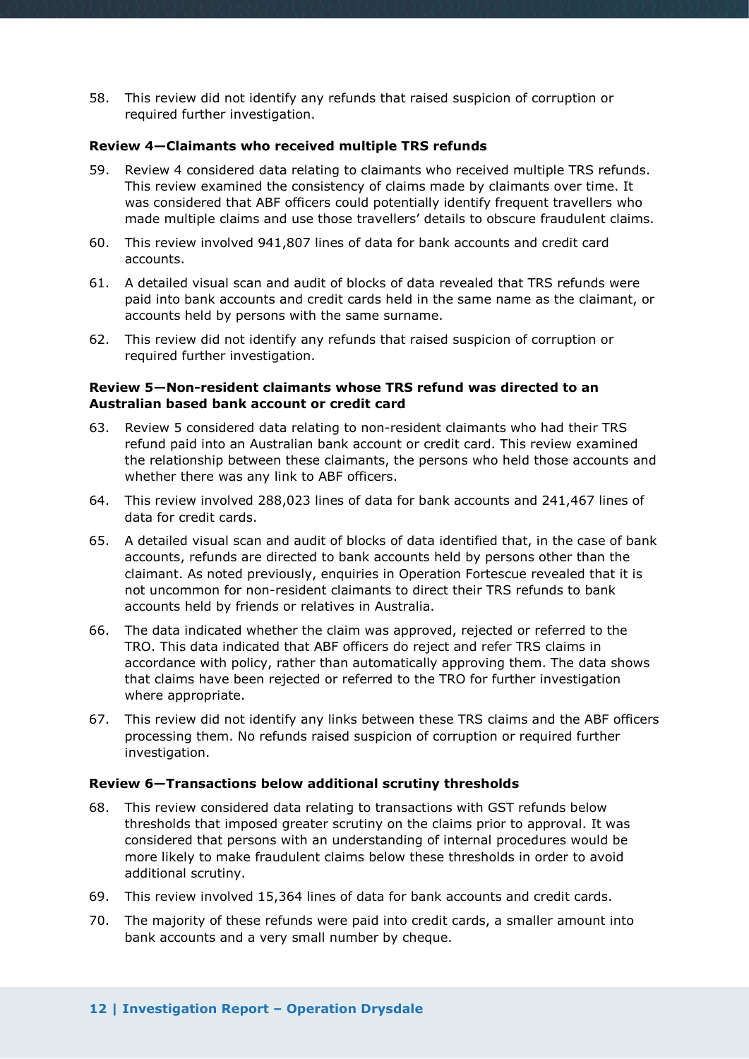58. This review did not identify any refunds that raised suspicion of corruption or required further investigation.

**Review 4—Claimants who received multiple TRS refunds**

59. Review 4 considered data relating to claimants who received multiple TRS refunds. This review examined the consistency of claims made by claimants over time. It was considered that ABF officers could potentially identify frequent travellers who made multiple claims and use those travellers' details to obscure fraudulent claims.

60. This review involved 941,807 lines of data for bank accounts and credit card accounts.

61. A detailed visual scan and audit of blocks of data revealed that TRS refunds were paid into bank accounts and credit cards held in the same name as the claimant, or accounts held by persons with the same surname.

62. This review did not identify any refunds that raised suspicion of corruption or required further investigation.

**Review 5—Non-resident claimants whose TRS refund was directed to an Australian based bank account or credit card**

63. Review 5 considered data relating to non-resident claimants who had their TRS refund paid into an Australian bank account or credit card. This review examined the relationship between these claimants, the persons who held those accounts and whether there was any link to ABF officers.

64. This review involved 288,023 lines of data for bank accounts and 241,467 lines of data for credit cards.

65. A detailed visual scan and audit of blocks of data identified that, in the case of bank accounts, refunds are directed to bank accounts held by persons other than the claimant. As noted previously, enquiries in Operation Fortescue revealed that it is not uncommon for non-resident claimants to direct their TRS refunds to bank accounts held by friends or relatives in Australia.

66. The data indicated whether the claim was approved, rejected or referred to the TRO. This data indicated that ABF officers do reject and refer TRS claims in accordance with policy, rather than automatically approving them. The data shows that claims have been rejected or referred to the TRO for further investigation where appropriate.

67. This review did not identify any links between these TRS claims and the ABF officers processing them. No refunds raised suspicion of corruption or required further investigation.

**Review 6—Transactions below additional scrutiny thresholds**

68. This review considered data relating to transactions with GST refunds below thresholds that imposed greater scrutiny on the claims prior to approval. It was considered that persons with an understanding of internal procedures would be more likely to make fraudulent claims below these thresholds in order to avoid additional scrutiny.

69. This review involved 15,364 lines of data for bank accounts and credit cards.

70. The majority of these refunds were paid into credit cards, a smaller amount into bank accounts and a very small number by cheque.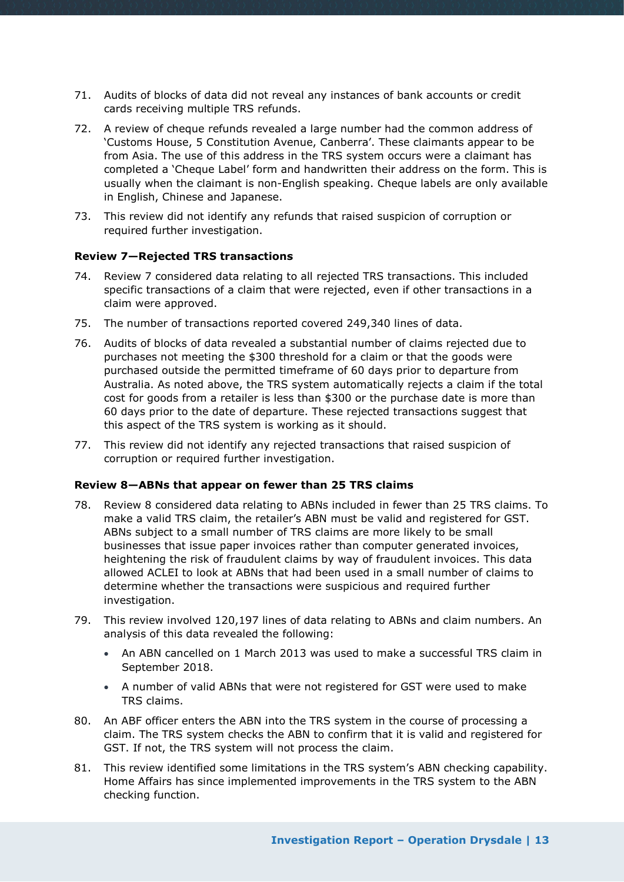71. Audits of blocks of data did not reveal any instances of bank accounts or credit cards receiving multiple TRS refunds.

72. A review of cheque refunds revealed a large number had the common address of 'Customs House, 5 Constitution Avenue, Canberra'. These claimants appear to be from Asia. The use of this address in the TRS system occurs were a claimant has completed a 'Cheque Label' form and handwritten their address on the form. This is usually when the claimant is non-English speaking. Cheque labels are only available in English, Chinese and Japanese.

73. This review did not identify any refunds that raised suspicion of corruption or required further investigation.

**Review 7—Rejected TRS transactions**

74. Review 7 considered data relating to all rejected TRS transactions. This included specific transactions of a claim that were rejected, even if other transactions in a claim were approved.

75. The number of transactions reported covered 249,340 lines of data.

76. Audits of blocks of data revealed a substantial number of claims rejected due to purchases not meeting the $300 threshold for a claim or that the goods were purchased outside the permitted timeframe of 60 days prior to departure from Australia. As noted above, the TRS system automatically rejects a claim if the total cost for goods from a retailer is less than $300 or the purchase date is more than 60 days prior to the date of departure. These rejected transactions suggest that this aspect of the TRS system is working as it should.

77. This review did not identify any rejected transactions that raised suspicion of corruption or required further investigation.

**Review 8—ABNs that appear on fewer than 25 TRS claims**

78. Review 8 considered data relating to ABNs included in fewer than 25 TRS claims. To make a valid TRS claim, the retailer's ABN must be valid and registered for GST. ABNs subject to a small number of TRS claims are more likely to be small businesses that issue paper invoices rather than computer generated invoices, heightening the risk of fraudulent claims by way of fraudulent invoices. This data allowed ACLEI to look at ABNs that had been used in a small number of claims to determine whether the transactions were suspicious and required further investigation.

79. This review involved 120,197 lines of data relating to ABNs and claim numbers. An analysis of this data revealed the following:
    - An ABN cancelled on 1 March 2013 was used to make a successful TRS claim in September 2018.
    - A number of valid ABNs that were not registered for GST were used to make TRS claims.

80. An ABF officer enters the ABN into the TRS system in the course of processing a claim. The TRS system checks the ABN to confirm that it is valid and registered for GST. If not, the TRS system will not process the claim.

81. This review identified some limitations in the TRS system's ABN checking capability. Home Affairs has since implemented improvements in the TRS system to the ABN checking function.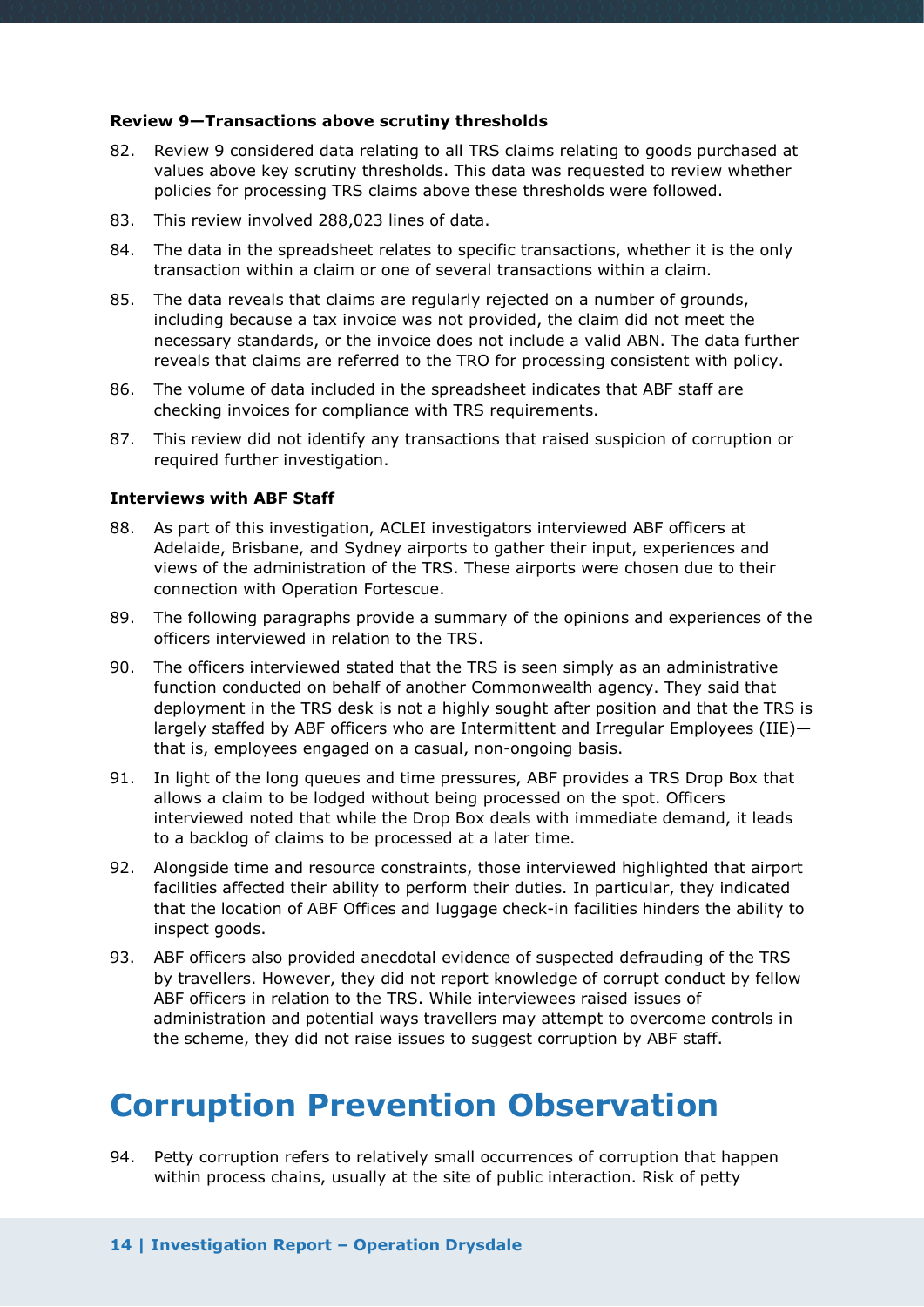**Review 9—Transactions above scrutiny thresholds**

82. Review 9 considered data relating to all TRS claims relating to goods purchased at values above key scrutiny thresholds. This data was requested to review whether policies for processing TRS claims above these thresholds were followed.

83. This review involved 288,023 lines of data.

84. The data in the spreadsheet relates to specific transactions, whether it is the only transaction within a claim or one of several transactions within a claim.

85. The data reveals that claims are regularly rejected on a number of grounds, including because a tax invoice was not provided, the claim did not meet the necessary standards, or the invoice does not include a valid ABN. The data further reveals that claims are referred to the TRO for processing consistent with policy.

86. The volume of data included in the spreadsheet indicates that ABF staff are checking invoices for compliance with TRS requirements.

87. This review did not identify any transactions that raised suspicion of corruption or required further investigation.

**Interviews with ABF Staff**

88. As part of this investigation, ACLEI investigators interviewed ABF officers at Adelaide, Brisbane, and Sydney airports to gather their input, experiences and views of the administration of the TRS. These airports were chosen due to their connection with Operation Fortescue.

89. The following paragraphs provide a summary of the opinions and experiences of the officers interviewed in relation to the TRS.

90. The officers interviewed stated that the TRS is seen simply as an administrative function conducted on behalf of another Commonwealth agency. They said that deployment in the TRS desk is not a highly sought after position and that the TRS is largely staffed by ABF officers who are Intermittent and Irregular Employees (IIE)—that is, employees engaged on a casual, non-ongoing basis.

91. In light of the long queues and time pressures, ABF provides a TRS Drop Box that allows a claim to be lodged without being processed on the spot. Officers interviewed noted that while the Drop Box deals with immediate demand, it leads to a backlog of claims to be processed at a later time.

92. Alongside time and resource constraints, those interviewed highlighted that airport facilities affected their ability to perform their duties. In particular, they indicated that the location of ABF Offices and luggage check-in facilities hinders the ability to inspect goods.

93. ABF officers also provided anecdotal evidence of suspected defrauding of the TRS by travellers. However, they did not report knowledge of corrupt conduct by fellow ABF officers in relation to the TRS. While interviewees raised issues of administration and potential ways travellers may attempt to overcome controls in the scheme, they did not raise issues to suggest corruption by ABF staff.

# Corruption Prevention Observation

94. Petty corruption refers to relatively small occurrences of corruption that happen within process chains, usually at the site of public interaction. Risk of petty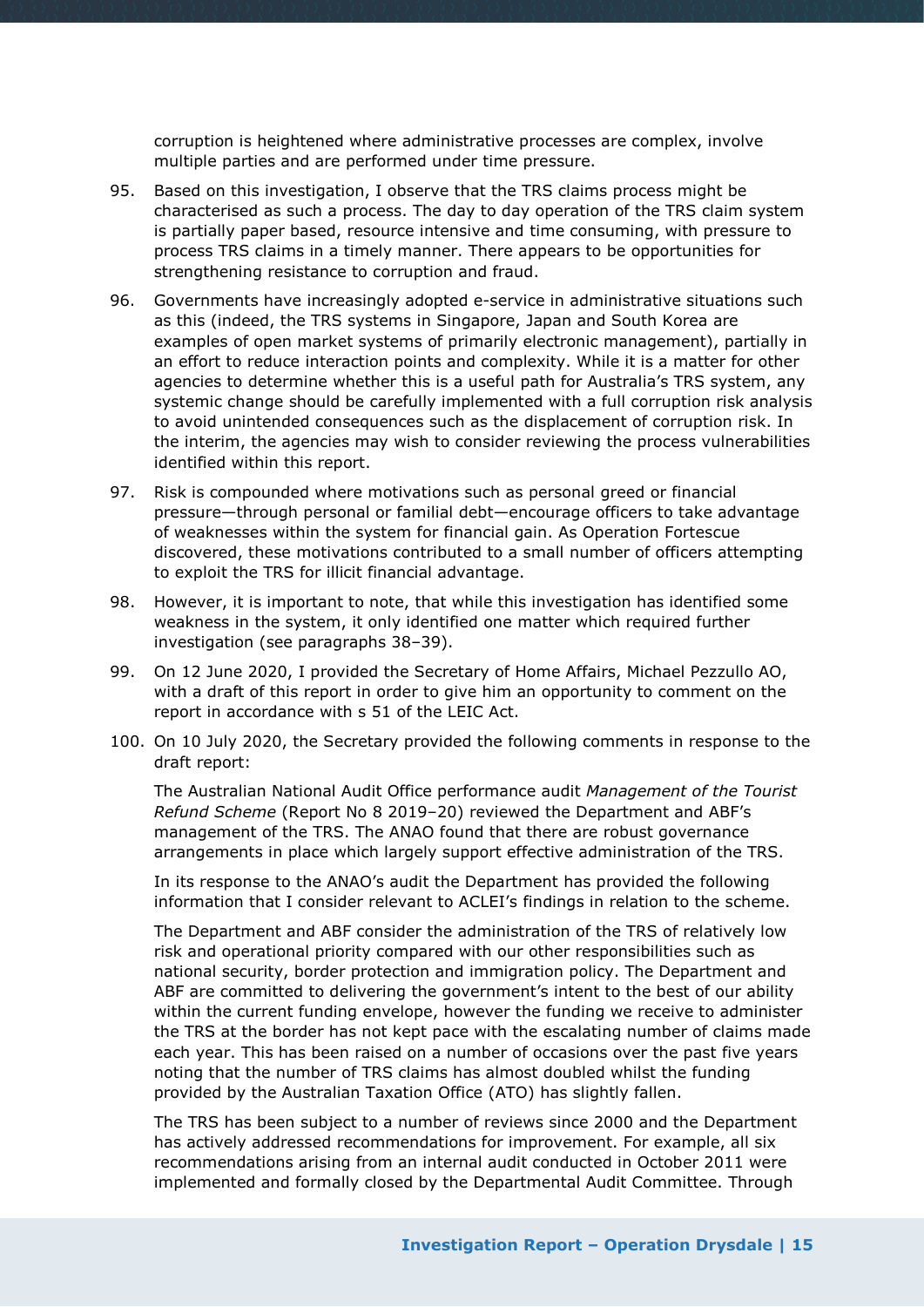corruption is heightened where administrative processes are complex, involve multiple parties and are performed under time pressure.

95. Based on this investigation, I observe that the TRS claims process might be characterised as such a process. The day to day operation of the TRS claim system is partially paper based, resource intensive and time consuming, with pressure to process TRS claims in a timely manner. There appears to be opportunities for strengthening resistance to corruption and fraud.

96. Governments have increasingly adopted e-service in administrative situations such as this (indeed, the TRS systems in Singapore, Japan and South Korea are examples of open market systems of primarily electronic management), partially in an effort to reduce interaction points and complexity. While it is a matter for other agencies to determine whether this is a useful path for Australia's TRS system, any systemic change should be carefully implemented with a full corruption risk analysis to avoid unintended consequences such as the displacement of corruption risk. In the interim, the agencies may wish to consider reviewing the process vulnerabilities identified within this report.

97. Risk is compounded where motivations such as personal greed or financial pressure—through personal or familial debt—encourage officers to take advantage of weaknesses within the system for financial gain. As Operation Fortescue discovered, these motivations contributed to a small number of officers attempting to exploit the TRS for illicit financial advantage.

98. However, it is important to note, that while this investigation has identified some weakness in the system, it only identified one matter which required further investigation (see paragraphs 38–39).

99. On 12 June 2020, I provided the Secretary of Home Affairs, Michael Pezzullo AO, with a draft of this report in order to give him an opportunity to comment on the report in accordance with s 51 of the LEIC Act.

100. On 10 July 2020, the Secretary provided the following comments in response to the draft report:

    The Australian National Audit Office performance audit *Management of the Tourist Refund Scheme* (Report No 8 2019–20) reviewed the Department and ABF's management of the TRS. The ANAO found that there are robust governance arrangements in place which largely support effective administration of the TRS.

    In its response to the ANAO's audit the Department has provided the following information that I consider relevant to ACLEI's findings in relation to the scheme.

    The Department and ABF consider the administration of the TRS of relatively low risk and operational priority compared with our other responsibilities such as national security, border protection and immigration policy. The Department and ABF are committed to delivering the government's intent to the best of our ability within the current funding envelope, however the funding we receive to administer the TRS at the border has not kept pace with the escalating number of claims made each year. This has been raised on a number of occasions over the past five years noting that the number of TRS claims has almost doubled whilst the funding provided by the Australian Taxation Office (ATO) has slightly fallen.

    The TRS has been subject to a number of reviews since 2000 and the Department has actively addressed recommendations for improvement. For example, all six recommendations arising from an internal audit conducted in October 2011 were implemented and formally closed by the Departmental Audit Committee. Through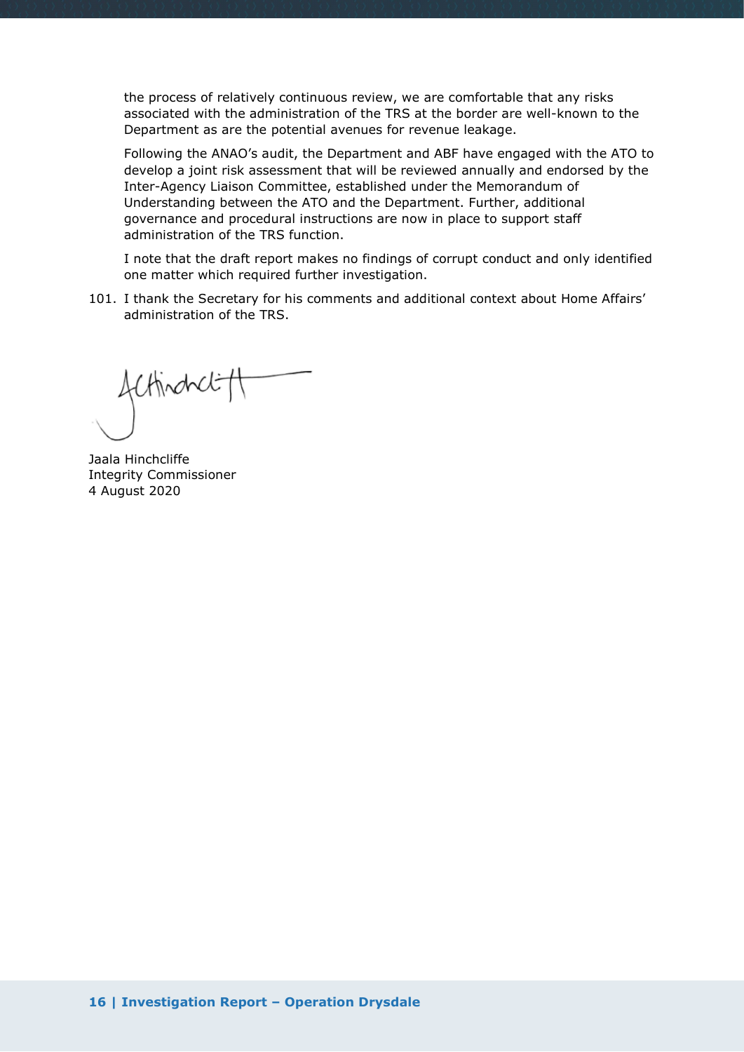the process of relatively continuous review, we are comfortable that any risks associated with the administration of the TRS at the border are well-known to the Department as are the potential avenues for revenue leakage.

Following the ANAO's audit, the Department and ABF have engaged with the ATO to develop a joint risk assessment that will be reviewed annually and endorsed by the Inter-Agency Liaison Committee, established under the Memorandum of Understanding between the ATO and the Department. Further, additional governance and procedural instructions are now in place to support staff administration of the TRS function.

I note that the draft report makes no findings of corrupt conduct and only identified one matter which required further investigation.

101. I thank the Secretary for his comments and additional context about Home Affairs' administration of the TRS.

Jaala Hinchcliffe
Integrity Commissioner
4 August 2020